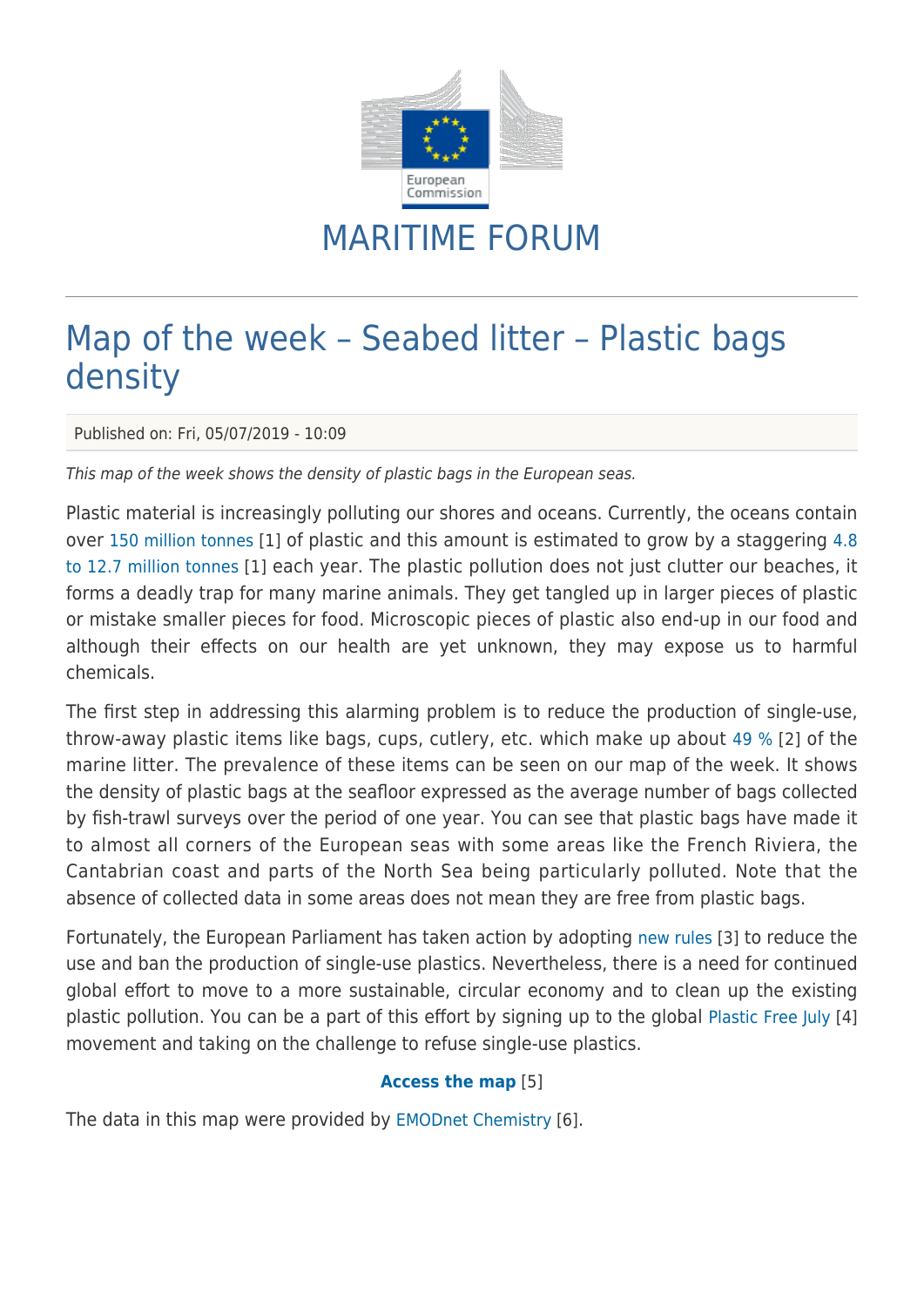MARITIME FORUM

# Map of the week – Seabed litter – Plastic bags density

Published on: Fri, 05/07/2019 - 10:09

*This map of the week shows the density of plastic bags in the European seas.*

Plastic material is increasingly polluting our shores and oceans. Currently, the oceans contain over 150 million tonnes [1] of plastic and this amount is estimated to grow by a staggering 4.8 to 12.7 million tonnes [1] each year. The plastic pollution does not just clutter our beaches, it forms a deadly trap for many marine animals. They get tangled up in larger pieces of plastic or mistake smaller pieces for food. Microscopic pieces of plastic also end-up in our food and although their effects on our health are yet unknown, they may expose us to harmful chemicals.

The first step in addressing this alarming problem is to reduce the production of single-use, throw-away plastic items like bags, cups, cutlery, etc. which make up about 49 % [2] of the marine litter. The prevalence of these items can be seen on our map of the week. It shows the density of plastic bags at the seafloor expressed as the average number of bags collected by fish-trawl surveys over the period of one year. You can see that plastic bags have made it to almost all corners of the European seas with some areas like the French Riviera, the Cantabrian coast and parts of the North Sea being particularly polluted. Note that the absence of collected data in some areas does not mean they are free from plastic bags.

Fortunately, the European Parliament has taken action by adopting new rules [3] to reduce the use and ban the production of single-use plastics. Nevertheless, there is a need for continued global effort to move to a more sustainable, circular economy and to clean up the existing plastic pollution. You can be a part of this effort by signing up to the global Plastic Free July [4] movement and taking on the challenge to refuse single-use plastics.

**Access the map** [5]

The data in this map were provided by EMODnet Chemistry [6].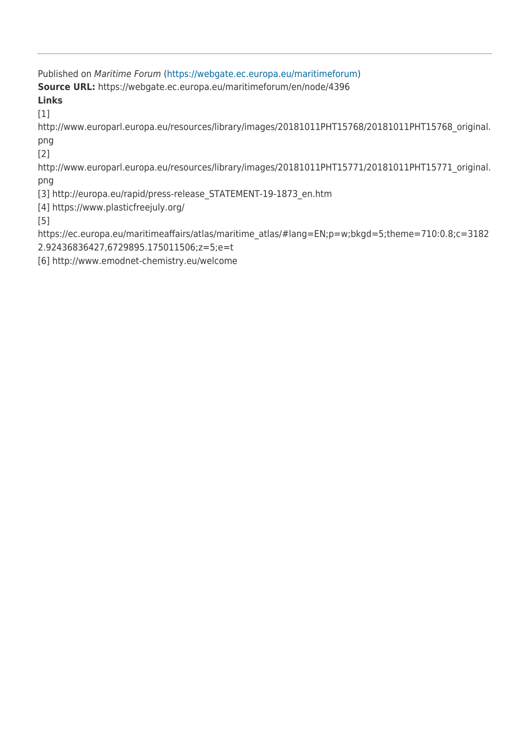Published on *Maritime Forum* (https://webgate.ec.europa.eu/maritimeforum)

**Source URL:** https://webgate.ec.europa.eu/maritimeforum/en/node/4396

**Links**

[1] http://www.europarl.europa.eu/resources/library/images/20181011PHT15768/20181011PHT15768_original.png

[2] http://www.europarl.europa.eu/resources/library/images/20181011PHT15771/20181011PHT15771_original.png

[3] http://europa.eu/rapid/press-release_STATEMENT-19-1873_en.htm

[4] https://www.plasticfreejuly.org/

[5] https://ec.europa.eu/maritimeaffairs/atlas/maritime_atlas/#lang=EN;p=w;bkgd=5;theme=710:0.8;c=31822.92436836427,6729895.175011506;z=5;e=t

[6] http://www.emodnet-chemistry.eu/welcome